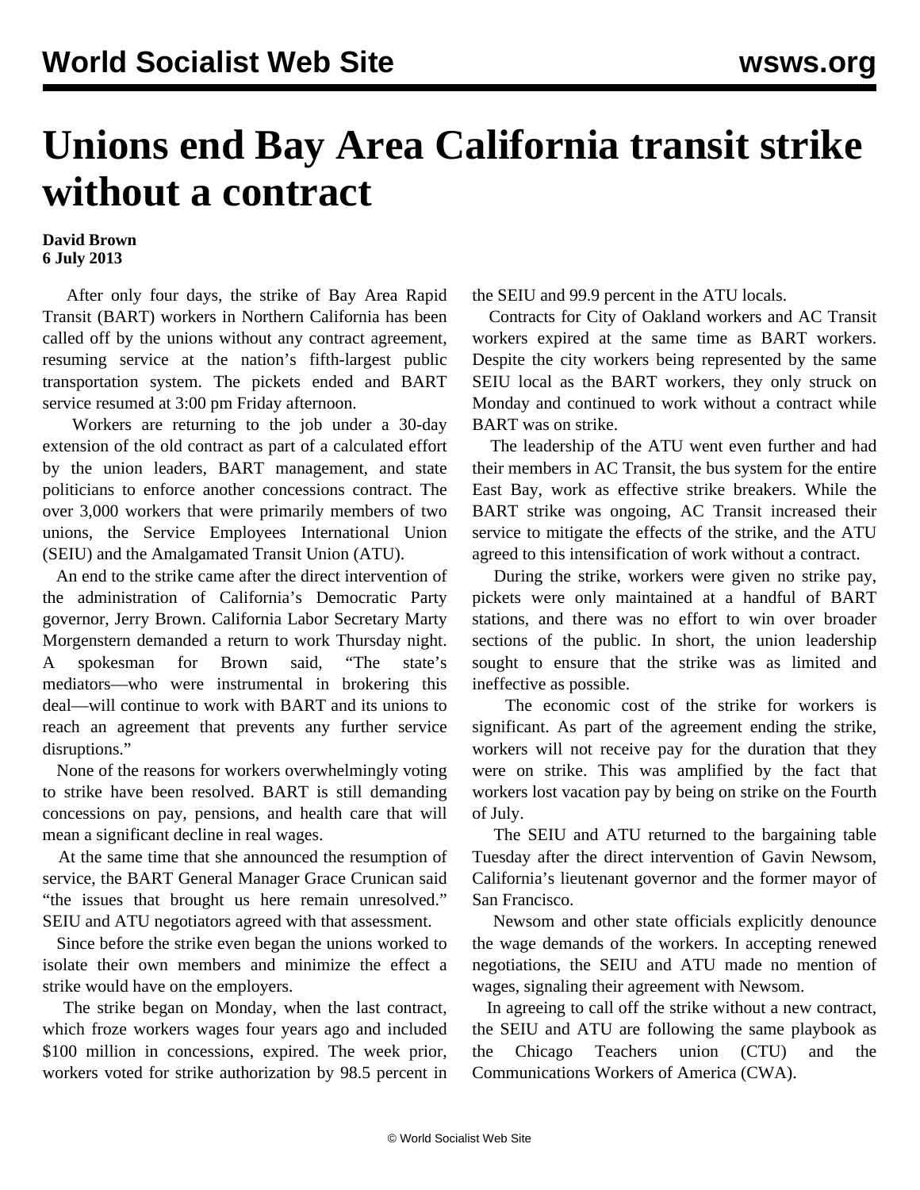# Unions end Bay Area California transit strike without a contract

**David Brown**
**6 July 2013**

After only four days, the strike of Bay Area Rapid Transit (BART) workers in Northern California has been called off by the unions without any contract agreement, resuming service at the nation's fifth-largest public transportation system. The pickets ended and BART service resumed at 3:00 pm Friday afternoon.

Workers are returning to the job under a 30-day extension of the old contract as part of a calculated effort by the union leaders, BART management, and state politicians to enforce another concessions contract. The over 3,000 workers that were primarily members of two unions, the Service Employees International Union (SEIU) and the Amalgamated Transit Union (ATU).

An end to the strike came after the direct intervention of the administration of California's Democratic Party governor, Jerry Brown. California Labor Secretary Marty Morgenstern demanded a return to work Thursday night. A spokesman for Brown said, "The state's mediators—who were instrumental in brokering this deal—will continue to work with BART and its unions to reach an agreement that prevents any further service disruptions."

None of the reasons for workers overwhelmingly voting to strike have been resolved. BART is still demanding concessions on pay, pensions, and health care that will mean a significant decline in real wages.

At the same time that she announced the resumption of service, the BART General Manager Grace Crunican said "the issues that brought us here remain unresolved." SEIU and ATU negotiators agreed with that assessment.

Since before the strike even began the unions worked to isolate their own members and minimize the effect a strike would have on the employers.

The strike began on Monday, when the last contract, which froze workers wages four years ago and included $100 million in concessions, expired. The week prior, workers voted for strike authorization by 98.5 percent in the SEIU and 99.9 percent in the ATU locals.

Contracts for City of Oakland workers and AC Transit workers expired at the same time as BART workers. Despite the city workers being represented by the same SEIU local as the BART workers, they only struck on Monday and continued to work without a contract while BART was on strike.

The leadership of the ATU went even further and had their members in AC Transit, the bus system for the entire East Bay, work as effective strike breakers. While the BART strike was ongoing, AC Transit increased their service to mitigate the effects of the strike, and the ATU agreed to this intensification of work without a contract.

During the strike, workers were given no strike pay, pickets were only maintained at a handful of BART stations, and there was no effort to win over broader sections of the public. In short, the union leadership sought to ensure that the strike was as limited and ineffective as possible.

The economic cost of the strike for workers is significant. As part of the agreement ending the strike, workers will not receive pay for the duration that they were on strike. This was amplified by the fact that workers lost vacation pay by being on strike on the Fourth of July.

The SEIU and ATU returned to the bargaining table Tuesday after the direct intervention of Gavin Newsom, California's lieutenant governor and the former mayor of San Francisco.

Newsom and other state officials explicitly denounce the wage demands of the workers. In accepting renewed negotiations, the SEIU and ATU made no mention of wages, signaling their agreement with Newsom.

In agreeing to call off the strike without a new contract, the SEIU and ATU are following the same playbook as the Chicago Teachers union (CTU) and the Communications Workers of America (CWA).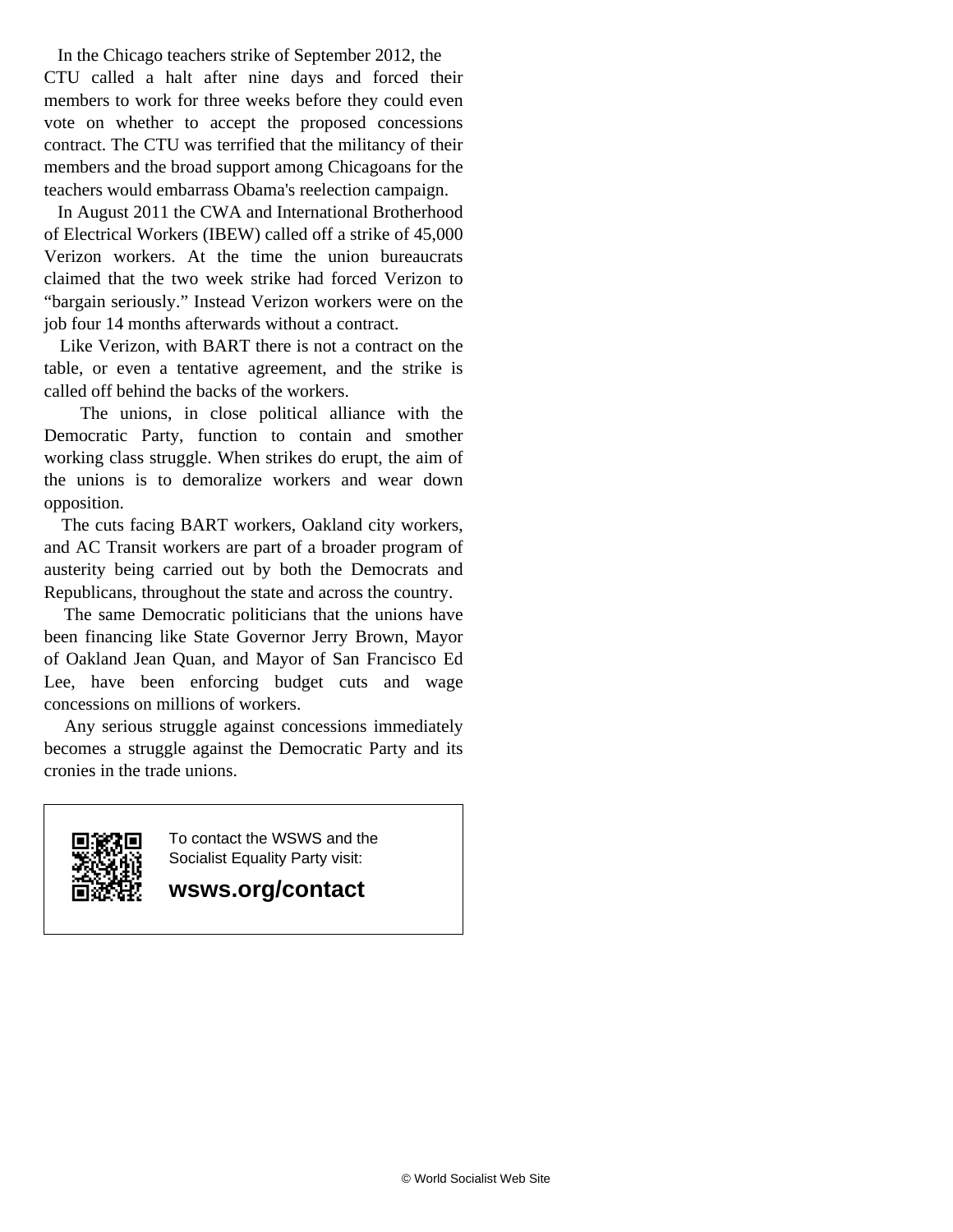In the Chicago teachers strike of September 2012, the CTU called a halt after nine days and forced their members to work for three weeks before they could even vote on whether to accept the proposed concessions contract. The CTU was terrified that the militancy of their members and the broad support among Chicagoans for the teachers would embarrass Obama's reelection campaign.

In August 2011 the CWA and International Brotherhood of Electrical Workers (IBEW) called off a strike of 45,000 Verizon workers. At the time the union bureaucrats claimed that the two week strike had forced Verizon to "bargain seriously." Instead Verizon workers were on the job four 14 months afterwards without a contract.

Like Verizon, with BART there is not a contract on the table, or even a tentative agreement, and the strike is called off behind the backs of the workers.

The unions, in close political alliance with the Democratic Party, function to contain and smother working class struggle. When strikes do erupt, the aim of the unions is to demoralize workers and wear down opposition.

The cuts facing BART workers, Oakland city workers, and AC Transit workers are part of a broader program of austerity being carried out by both the Democrats and Republicans, throughout the state and across the country.

The same Democratic politicians that the unions have been financing like State Governor Jerry Brown, Mayor of Oakland Jean Quan, and Mayor of San Francisco Ed Lee, have been enforcing budget cuts and wage concessions on millions of workers.

Any serious struggle against concessions immediately becomes a struggle against the Democratic Party and its cronies in the trade unions.

To contact the WSWS and the Socialist Equality Party visit:

**wsws.org/contact**

© World Socialist Web Site